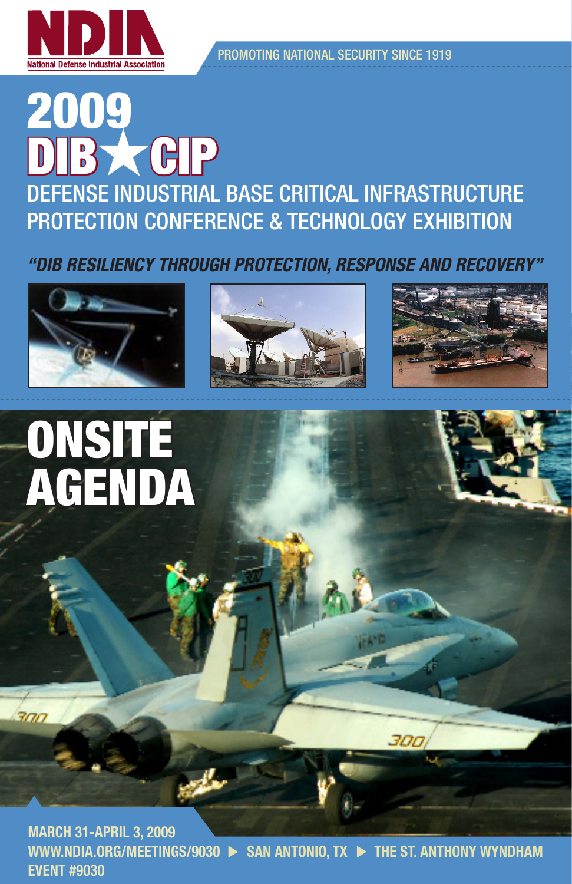NDIA

National Defense Industrial Association

PROMOTING NATIONAL SECURITY SINCE 1919

# 2009 DIB★CIP

## DEFENSE INDUSTRIAL BASE CRITICAL INFRASTRUCTURE PROTECTION CONFERENCE & TECHNOLOGY EXHIBITION

*"DIB RESILIENCY THROUGH PROTECTION, RESPONSE AND RECOVERY"*

# ONSITE AGENDA

**MARCH 31-APRIL 3, 2009**

**WWW.NDIA.ORG/MEETINGS/9030 ▶ SAN ANTONIO, TX ▶ THE ST. ANTHONY WYNDHAM**

**EVENT #9030**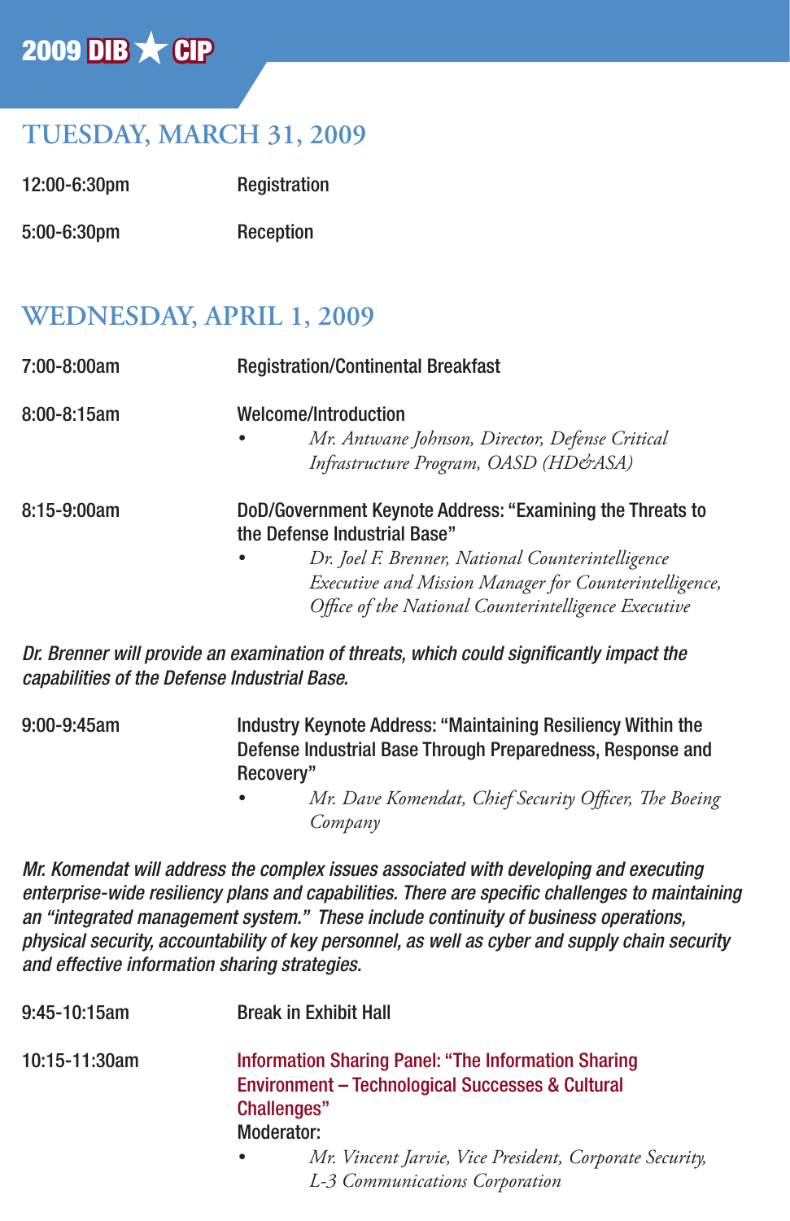## TUESDAY, MARCH 31, 2009

| | |
|---|---|
| 12:00-6:30pm | Registration |
| 5:00-6:30pm | Reception |

## WEDNESDAY, APRIL 1, 2009

**7:00-8:00am** — Registration/Continental Breakfast

**8:00-8:15am** — Welcome/Introduction

- *Mr. Antwane Johnson, Director, Defense Critical Infrastructure Program, OASD (HD&ASA)*

**8:15-9:00am** — DoD/Government Keynote Address: "Examining the Threats to the Defense Industrial Base"

- *Dr. Joel F. Brenner, National Counterintelligence Executive and Mission Manager for Counterintelligence, Office of the National Counterintelligence Executive*

*Dr. Brenner will provide an examination of threats, which could significantly impact the capabilities of the Defense Industrial Base.*

**9:00-9:45am** — Industry Keynote Address: "Maintaining Resiliency Within the Defense Industrial Base Through Preparedness, Response and Recovery"

- *Mr. Dave Komendat, Chief Security Officer, The Boeing Company*

*Mr. Komendat will address the complex issues associated with developing and executing enterprise-wide resiliency plans and capabilities. There are specific challenges to maintaining an "integrated management system." These include continuity of business operations, physical security, accountability of key personnel, as well as cyber and supply chain security and effective information sharing strategies.*

**9:45-10:15am** — Break in Exhibit Hall

**10:15-11:30am** — Information Sharing Panel: "The Information Sharing Environment – Technological Successes & Cultural Challenges"

Moderator:

- *Mr. Vincent Jarvie, Vice President, Corporate Security, L-3 Communications Corporation*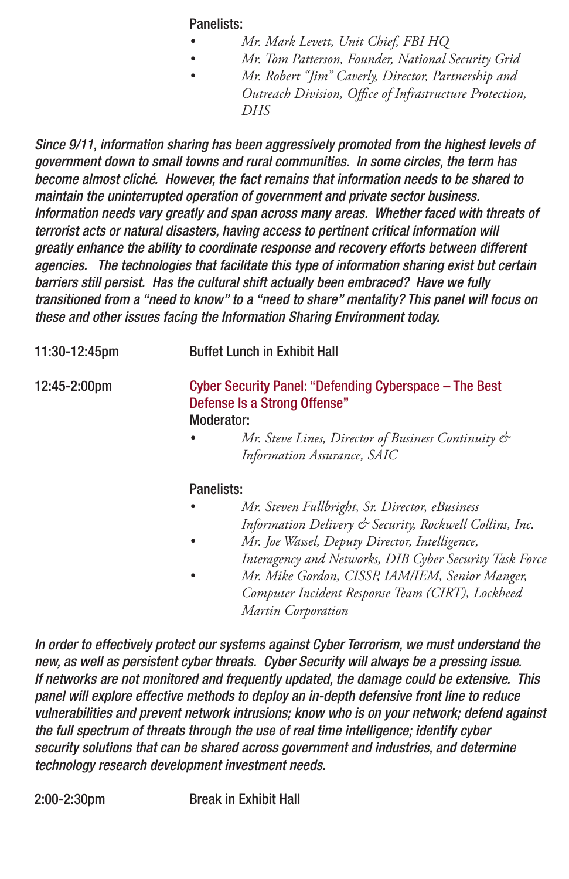Panelists:

- *Mr. Mark Levett, Unit Chief, FBI HQ*
- *Mr. Tom Patterson, Founder, National Security Grid*
- *Mr. Robert "Jim" Caverly, Director, Partnership and Outreach Division, Office of Infrastructure Protection, DHS*

*Since 9/11, information sharing has been aggressively promoted from the highest levels of government down to small towns and rural communities. In some circles, the term has become almost cliché. However, the fact remains that information needs to be shared to maintain the uninterrupted operation of government and private sector business. Information needs vary greatly and span across many areas. Whether faced with threats of terrorist acts or natural disasters, having access to pertinent critical information will greatly enhance the ability to coordinate response and recovery efforts between different agencies. The technologies that facilitate this type of information sharing exist but certain barriers still persist. Has the cultural shift actually been embraced? Have we fully transitioned from a "need to know" to a "need to share" mentality? This panel will focus on these and other issues facing the Information Sharing Environment today.*

11:30-12:45pm — Buffet Lunch in Exhibit Hall

12:45-2:00pm — **Cyber Security Panel: "Defending Cyberspace – The Best Defense Is a Strong Offense"**

Moderator:

- *Mr. Steve Lines, Director of Business Continuity & Information Assurance, SAIC*

Panelists:

- *Mr. Steven Fullbright, Sr. Director, eBusiness Information Delivery & Security, Rockwell Collins, Inc.*
- *Mr. Joe Wassel, Deputy Director, Intelligence, Interagency and Networks, DIB Cyber Security Task Force*
- *Mr. Mike Gordon, CISSP, IAM/IEM, Senior Manger, Computer Incident Response Team (CIRT), Lockheed Martin Corporation*

*In order to effectively protect our systems against Cyber Terrorism, we must understand the new, as well as persistent cyber threats. Cyber Security will always be a pressing issue. If networks are not monitored and frequently updated, the damage could be extensive. This panel will explore effective methods to deploy an in-depth defensive front line to reduce vulnerabilities and prevent network intrusions; know who is on your network; defend against the full spectrum of threats through the use of real time intelligence; identify cyber security solutions that can be shared across government and industries, and determine technology research development investment needs.*

2:00-2:30pm — Break in Exhibit Hall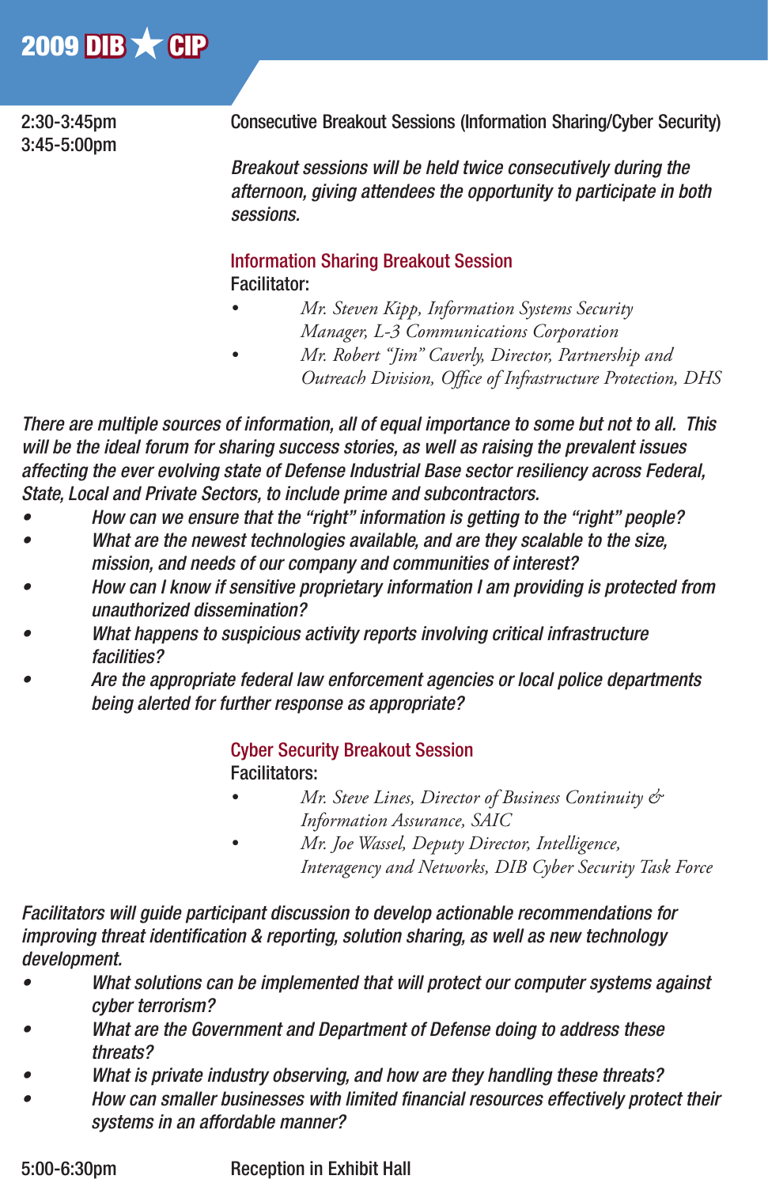2:30-3:45pm
3:45-5:00pm

Consecutive Breakout Sessions (Information Sharing/Cyber Security)

*Breakout sessions will be held twice consecutively during the afternoon, giving attendees the opportunity to participate in both sessions.*

### Information Sharing Breakout Session

Facilitator:

- *Mr. Steven Kipp, Information Systems Security Manager, L-3 Communications Corporation*
- *Mr. Robert "Jim" Caverly, Director, Partnership and Outreach Division, Office of Infrastructure Protection, DHS*

*There are multiple sources of information, all of equal importance to some but not to all. This will be the ideal forum for sharing success stories, as well as raising the prevalent issues affecting the ever evolving state of Defense Industrial Base sector resiliency across Federal, State, Local and Private Sectors, to include prime and subcontractors.*

- *How can we ensure that the "right" information is getting to the "right" people?*
- *What are the newest technologies available, and are they scalable to the size, mission, and needs of our company and communities of interest?*
- *How can I know if sensitive proprietary information I am providing is protected from unauthorized dissemination?*
- *What happens to suspicious activity reports involving critical infrastructure facilities?*
- *Are the appropriate federal law enforcement agencies or local police departments being alerted for further response as appropriate?*

### Cyber Security Breakout Session

Facilitators:

- *Mr. Steve Lines, Director of Business Continuity & Information Assurance, SAIC*
- *Mr. Joe Wassel, Deputy Director, Intelligence, Interagency and Networks, DIB Cyber Security Task Force*

*Facilitators will guide participant discussion to develop actionable recommendations for improving threat identification & reporting, solution sharing, as well as new technology development.*

- *What solutions can be implemented that will protect our computer systems against cyber terrorism?*
- *What are the Government and Department of Defense doing to address these threats?*
- *What is private industry observing, and how are they handling these threats?*
- *How can smaller businesses with limited financial resources effectively protect their systems in an affordable manner?*

5:00-6:30pm Reception in Exhibit Hall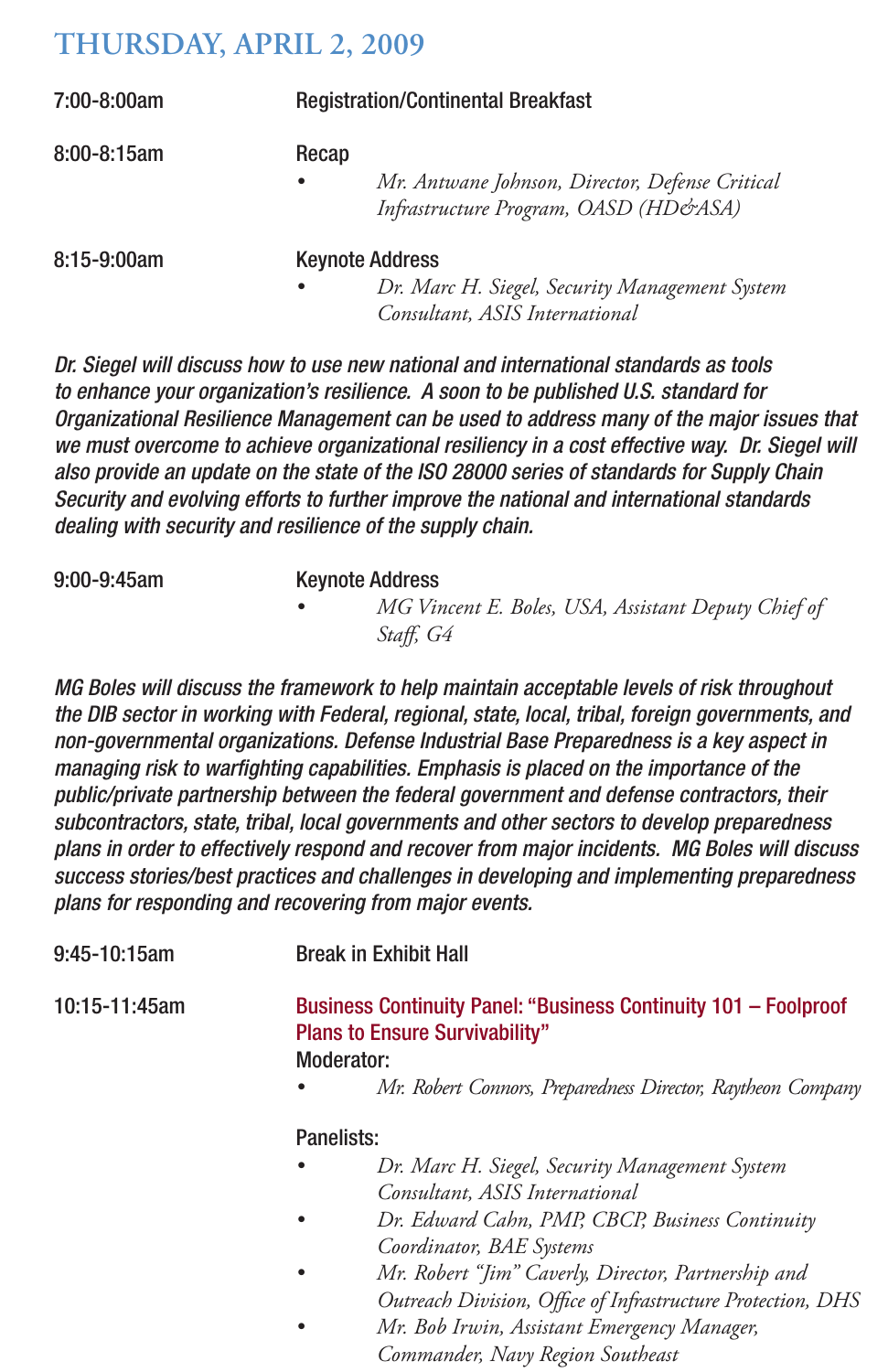# THURSDAY, APRIL 2, 2009

**7:00-8:00am** Registration/Continental Breakfast

**8:00-8:15am** Recap

- *Mr. Antwane Johnson, Director, Defense Critical Infrastructure Program, OASD (HD&ASA)*

**8:15-9:00am** Keynote Address

- *Dr. Marc H. Siegel, Security Management System Consultant, ASIS International*

*Dr. Siegel will discuss how to use new national and international standards as tools to enhance your organization's resilience. A soon to be published U.S. standard for Organizational Resilience Management can be used to address many of the major issues that we must overcome to achieve organizational resiliency in a cost effective way. Dr. Siegel will also provide an update on the state of the ISO 28000 series of standards for Supply Chain Security and evolving efforts to further improve the national and international standards dealing with security and resilience of the supply chain.*

**9:00-9:45am** Keynote Address

- *MG Vincent E. Boles, USA, Assistant Deputy Chief of Staff, G4*

*MG Boles will discuss the framework to help maintain acceptable levels of risk throughout the DIB sector in working with Federal, regional, state, local, tribal, foreign governments, and non-governmental organizations. Defense Industrial Base Preparedness is a key aspect in managing risk to warfighting capabilities. Emphasis is placed on the importance of the public/private partnership between the federal government and defense contractors, their subcontractors, state, tribal, local governments and other sectors to develop preparedness plans in order to effectively respond and recover from major incidents. MG Boles will discuss success stories/best practices and challenges in developing and implementing preparedness plans for responding and recovering from major events.*

**9:45-10:15am** Break in Exhibit Hall

**10:15-11:45am** Business Continuity Panel: "Business Continuity 101 – Foolproof Plans to Ensure Survivability"

Moderator:

- *Mr. Robert Connors, Preparedness Director, Raytheon Company*

Panelists:

- *Dr. Marc H. Siegel, Security Management System Consultant, ASIS International*
- *Dr. Edward Cahn, PMP, CBCP, Business Continuity Coordinator, BAE Systems*
- *Mr. Robert "Jim" Caverly, Director, Partnership and Outreach Division, Office of Infrastructure Protection, DHS*
- *Mr. Bob Irwin, Assistant Emergency Manager, Commander, Navy Region Southeast*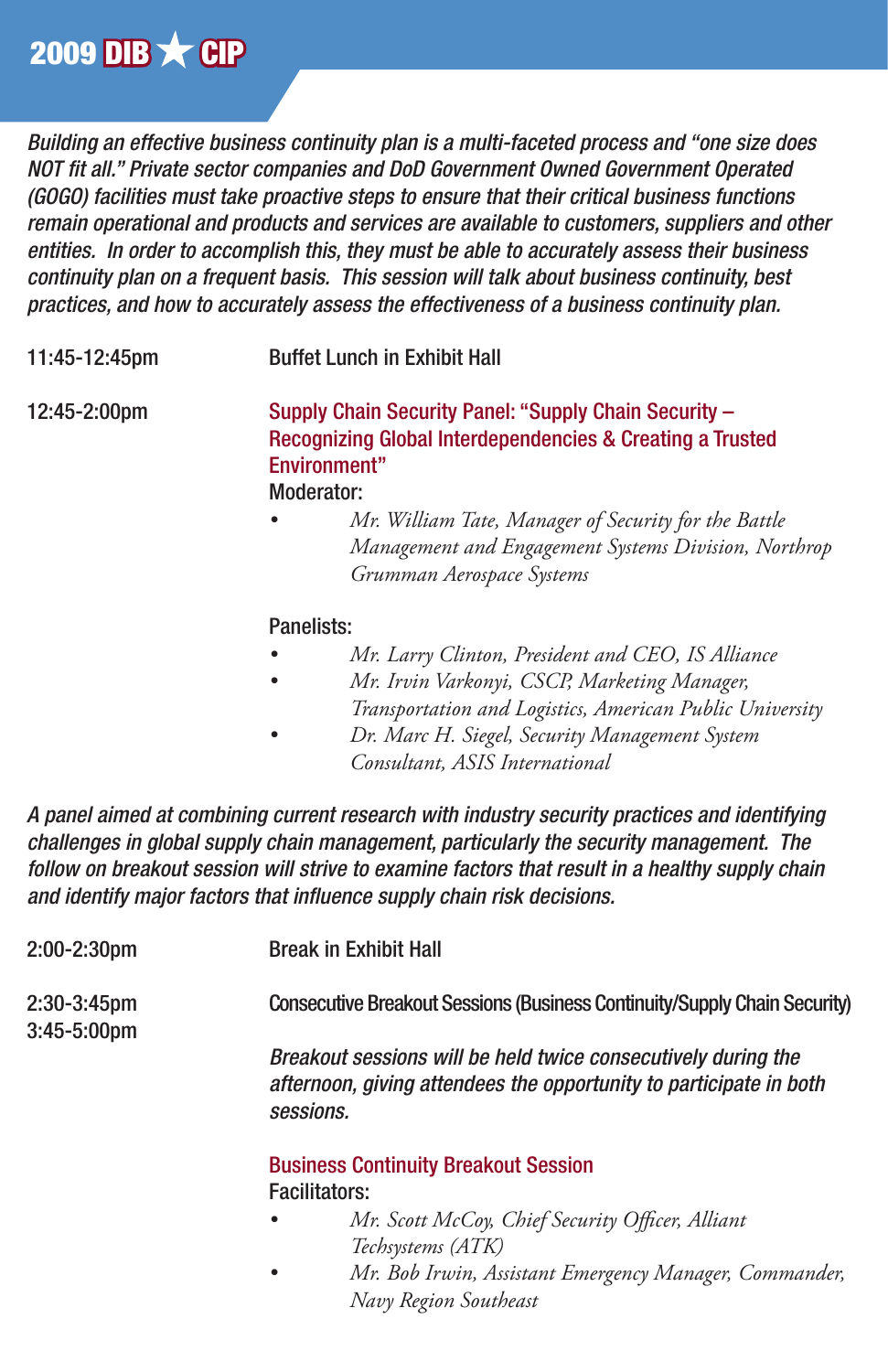*Building an effective business continuity plan is a multi-faceted process and "one size does NOT fit all." Private sector companies and DoD Government Owned Government Operated (GOGO) facilities must take proactive steps to ensure that their critical business functions remain operational and products and services are available to customers, suppliers and other entities. In order to accomplish this, they must be able to accurately assess their business continuity plan on a frequent basis. This session will talk about business continuity, best practices, and how to accurately assess the effectiveness of a business continuity plan.*

**11:45-12:45pm** — Buffet Lunch in Exhibit Hall

**12:45-2:00pm** — **Supply Chain Security Panel: "Supply Chain Security – Recognizing Global Interdependencies & Creating a Trusted Environment"**

Moderator:

- *Mr. William Tate, Manager of Security for the Battle Management and Engagement Systems Division, Northrop Grumman Aerospace Systems*

Panelists:

- *Mr. Larry Clinton, President and CEO, IS Alliance*
- *Mr. Irvin Varkonyi, CSCP, Marketing Manager, Transportation and Logistics, American Public University*
- *Dr. Marc H. Siegel, Security Management System Consultant, ASIS International*

*A panel aimed at combining current research with industry security practices and identifying challenges in global supply chain management, particularly the security management. The follow on breakout session will strive to examine factors that result in a healthy supply chain and identify major factors that influence supply chain risk decisions.*

**2:00-2:30pm** — Break in Exhibit Hall

**2:30-3:45pm**
**3:45-5:00pm** — Consecutive Breakout Sessions (Business Continuity/Supply Chain Security)

*Breakout sessions will be held twice consecutively during the afternoon, giving attendees the opportunity to participate in both sessions.*

**Business Continuity Breakout Session**

Facilitators:

- *Mr. Scott McCoy, Chief Security Officer, Alliant Techsystems (ATK)*
- *Mr. Bob Irwin, Assistant Emergency Manager, Commander, Navy Region Southeast*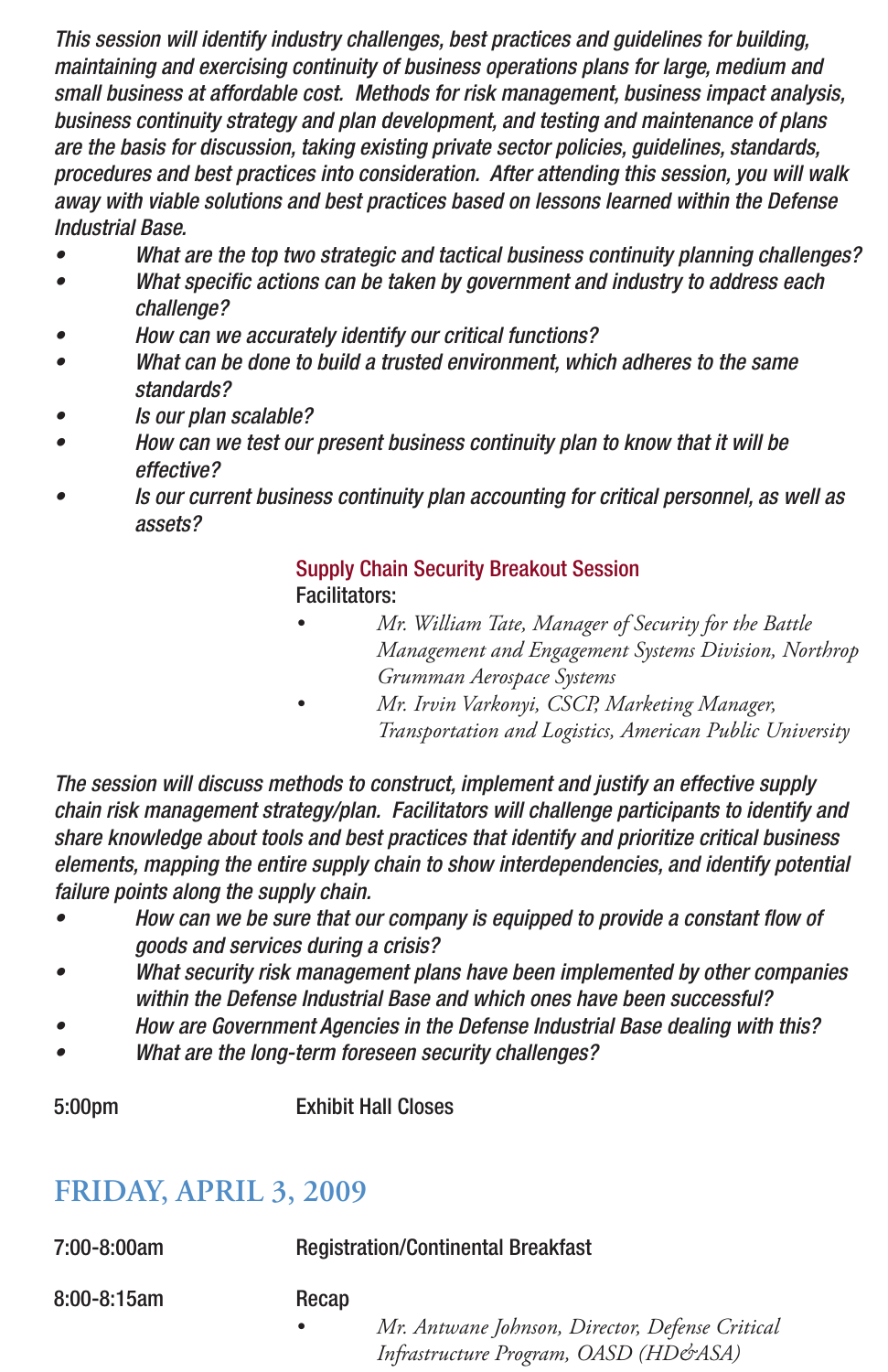*This session will identify industry challenges, best practices and guidelines for building, maintaining and exercising continuity of business operations plans for large, medium and small business at affordable cost. Methods for risk management, business impact analysis, business continuity strategy and plan development, and testing and maintenance of plans are the basis for discussion, taking existing private sector policies, guidelines, standards, procedures and best practices into consideration. After attending this session, you will walk away with viable solutions and best practices based on lessons learned within the Defense Industrial Base.*

- *What are the top two strategic and tactical business continuity planning challenges?*
- *What specific actions can be taken by government and industry to address each challenge?*
- *How can we accurately identify our critical functions?*
- *What can be done to build a trusted environment, which adheres to the same standards?*
- *Is our plan scalable?*
- *How can we test our present business continuity plan to know that it will be effective?*
- *Is our current business continuity plan accounting for critical personnel, as well as assets?*

### Supply Chain Security Breakout Session

Facilitators:

- *Mr. William Tate, Manager of Security for the Battle Management and Engagement Systems Division, Northrop Grumman Aerospace Systems*
- *Mr. Irvin Varkonyi, CSCP, Marketing Manager, Transportation and Logistics, American Public University*

*The session will discuss methods to construct, implement and justify an effective supply chain risk management strategy/plan. Facilitators will challenge participants to identify and share knowledge about tools and best practices that identify and prioritize critical business elements, mapping the entire supply chain to show interdependencies, and identify potential failure points along the supply chain.*

- *How can we be sure that our company is equipped to provide a constant flow of goods and services during a crisis?*
- *What security risk management plans have been implemented by other companies within the Defense Industrial Base and which ones have been successful?*
- *How are Government Agencies in the Defense Industrial Base dealing with this?*
- *What are the long-term foreseen security challenges?*

5:00pm Exhibit Hall Closes

## FRIDAY, APRIL 3, 2009

7:00-8:00am Registration/Continental Breakfast

8:00-8:15am Recap

- *Mr. Antwane Johnson, Director, Defense Critical Infrastructure Program, OASD (HD&ASA)*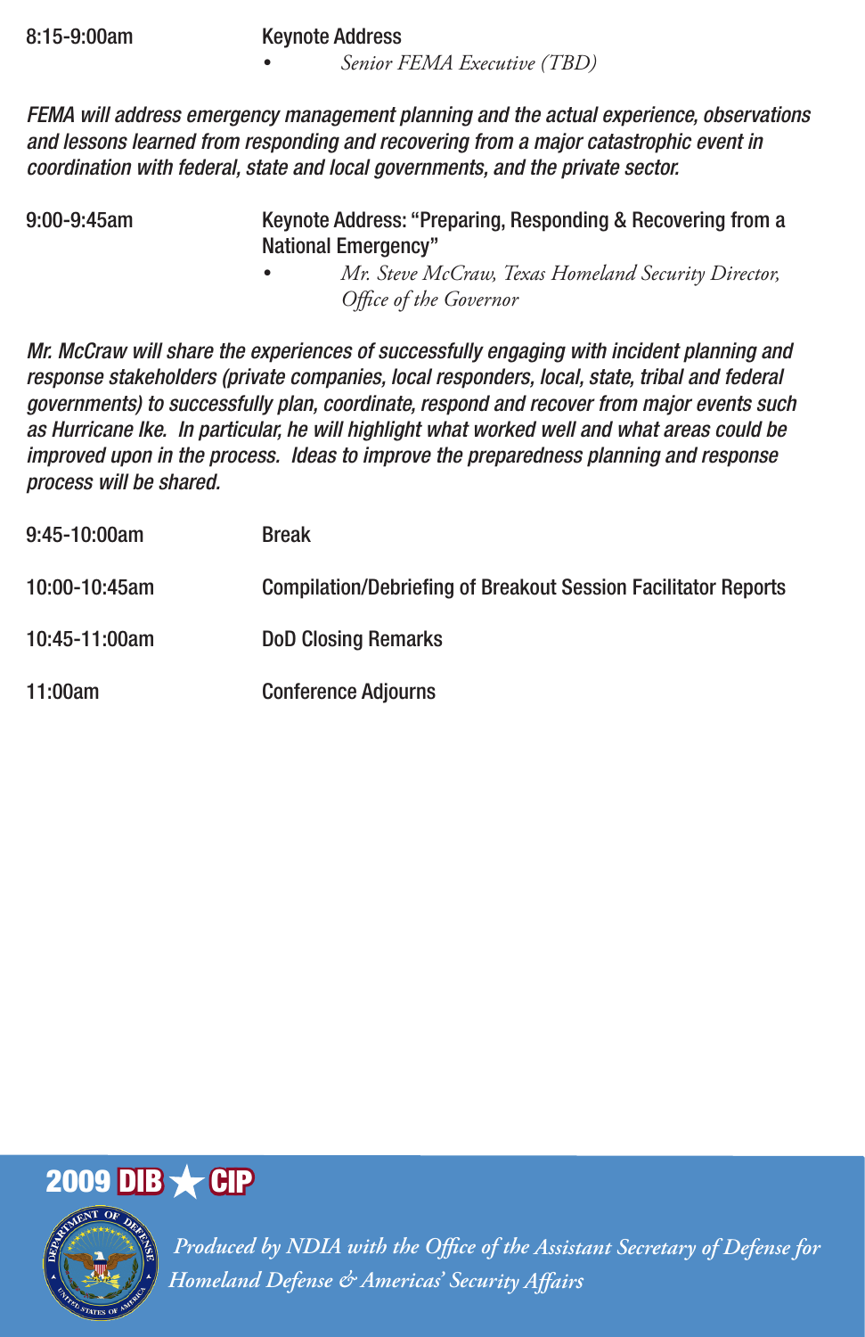| | |
|---|---|
| 8:15-9:00am | Keynote Address |
| | • *Senior FEMA Executive (TBD)* |

*FEMA will address emergency management planning and the actual experience, observations and lessons learned from responding and recovering from a major catastrophic event in coordination with federal, state and local governments, and the private sector.*

| | |
|---|---|
| 9:00-9:45am | Keynote Address: "Preparing, Responding & Recovering from a National Emergency" |
| | • *Mr. Steve McCraw, Texas Homeland Security Director, Office of the Governor* |

*Mr. McCraw will share the experiences of successfully engaging with incident planning and response stakeholders (private companies, local responders, local, state, tribal and federal governments) to successfully plan, coordinate, respond and recover from major events such as Hurricane Ike. In particular, he will highlight what worked well and what areas could be improved upon in the process. Ideas to improve the preparedness planning and response process will be shared.*

| | |
|---|---|
| 9:45-10:00am | Break |
| 10:00-10:45am | Compilation/Debriefing of Breakout Session Facilitator Reports |
| 10:45-11:00am | DoD Closing Remarks |
| 11:00am | Conference Adjourns |

2009 DIB ★ CIP

*Produced by NDIA with the Office of the Assistant Secretary of Defense for Homeland Defense & Americas' Security Affairs*